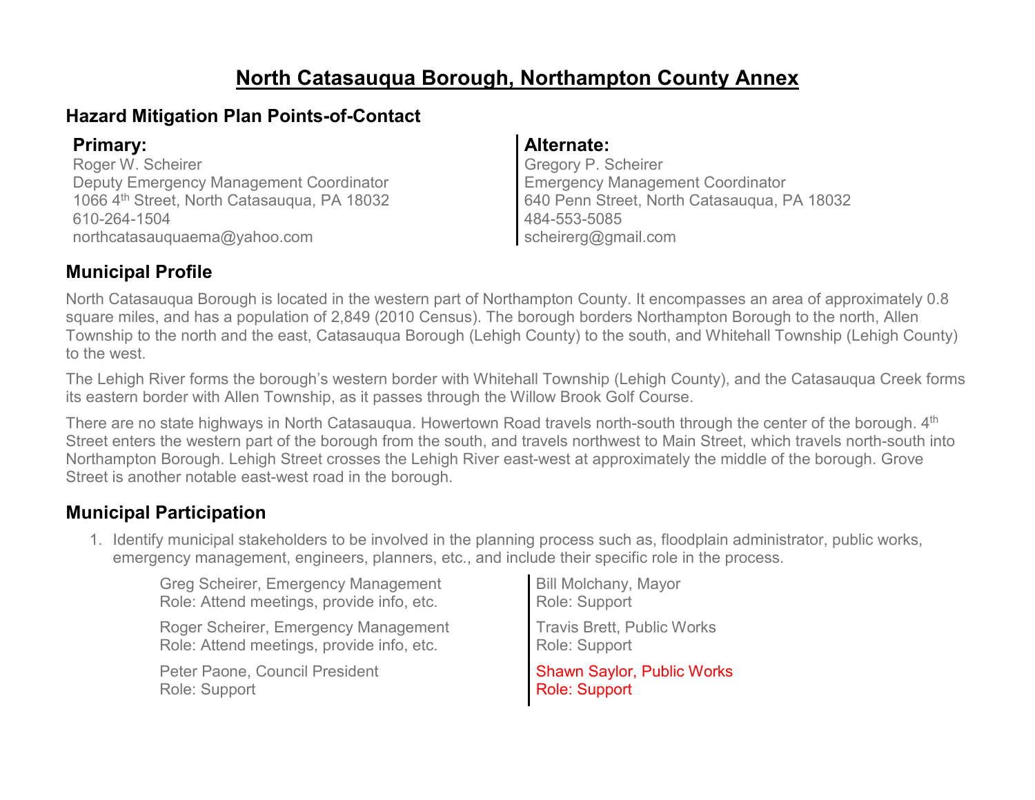# North Catasauqua Borough, Northampton County Annex

## Hazard Mitigation Plan Points-of-Contact

**Primary:**
Roger W. Scheirer
Deputy Emergency Management Coordinator
1066 4th Street, North Catasauqua, PA 18032
610-264-1504
northcatasauquaema@yahoo.com

**Alternate:**
Gregory P. Scheirer
Emergency Management Coordinator
640 Penn Street, North Catasauqua, PA 18032
484-553-5085
scheirerg@gmail.com

## Municipal Profile

North Catasauqua Borough is located in the western part of Northampton County. It encompasses an area of approximately 0.8 square miles, and has a population of 2,849 (2010 Census). The borough borders Northampton Borough to the north, Allen Township to the north and the east, Catasauqua Borough (Lehigh County) to the south, and Whitehall Township (Lehigh County) to the west.

The Lehigh River forms the borough's western border with Whitehall Township (Lehigh County), and the Catasauqua Creek forms its eastern border with Allen Township, as it passes through the Willow Brook Golf Course.

There are no state highways in North Catasauqua. Howertown Road travels north-south through the center of the borough. 4th Street enters the western part of the borough from the south, and travels northwest to Main Street, which travels north-south into Northampton Borough. Lehigh Street crosses the Lehigh River east-west at approximately the middle of the borough. Grove Street is another notable east-west road in the borough.

## Municipal Participation

1. Identify municipal stakeholders to be involved in the planning process such as, floodplain administrator, public works, emergency management, engineers, planners, etc., and include their specific role in the process.

   Greg Scheirer, Emergency Management
   Role: Attend meetings, provide info, etc.

   Roger Scheirer, Emergency Management
   Role: Attend meetings, provide info, etc.

   Peter Paone, Council President
   Role: Support

   Bill Molchany, Mayor
   Role: Support

   Travis Brett, Public Works
   Role: Support

   Shawn Saylor, Public Works
   Role: Support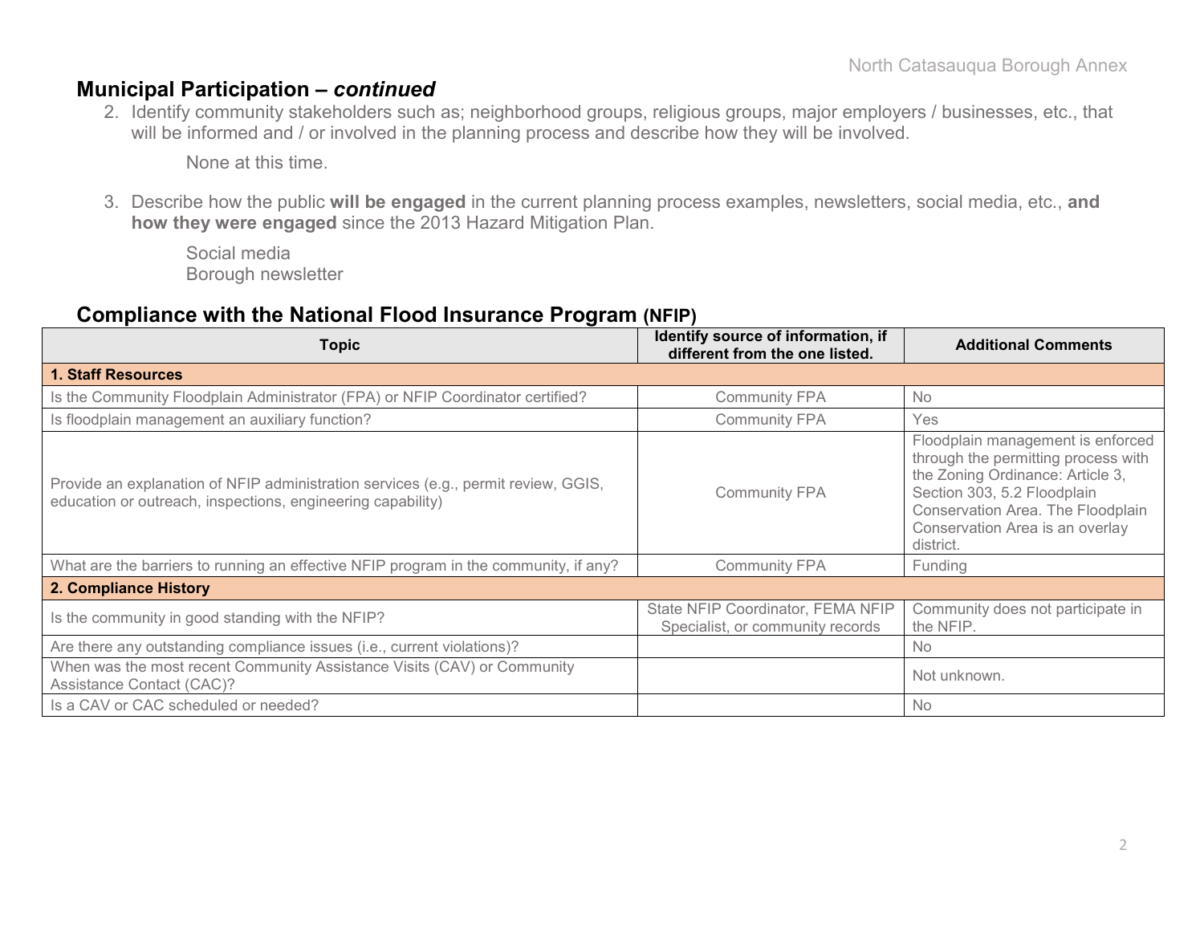## Municipal Participation – *continued*

2. Identify community stakeholders such as; neighborhood groups, religious groups, major employers / businesses, etc., that will be informed and / or involved in the planning process and describe how they will be involved.

   None at this time.

3. Describe how the public **will be engaged** in the current planning process examples, newsletters, social media, etc., **and how they were engaged** since the 2013 Hazard Mitigation Plan.

   Social media
   Borough newsletter

## Compliance with the National Flood Insurance Program (NFIP)

| Topic | Identify source of information, if different from the one listed. | Additional Comments |
|---|---|---|
| **1. Staff Resources** | | |
| Is the Community Floodplain Administrator (FPA) or NFIP Coordinator certified? | Community FPA | No |
| Is floodplain management an auxiliary function? | Community FPA | Yes |
| Provide an explanation of NFIP administration services (e.g., permit review, GGIS, education or outreach, inspections, engineering capability) | Community FPA | Floodplain management is enforced through the permitting process with the Zoning Ordinance: Article 3, Section 303, 5.2 Floodplain Conservation Area. The Floodplain Conservation Area is an overlay district. |
| What are the barriers to running an effective NFIP program in the community, if any? | Community FPA | Funding |
| **2. Compliance History** | | |
| Is the community in good standing with the NFIP? | State NFIP Coordinator, FEMA NFIP Specialist, or community records | Community does not participate in the NFIP. |
| Are there any outstanding compliance issues (i.e., current violations)? | | No |
| When was the most recent Community Assistance Visits (CAV) or Community Assistance Contact (CAC)? | | Not unknown. |
| Is a CAV or CAC scheduled or needed? | | No |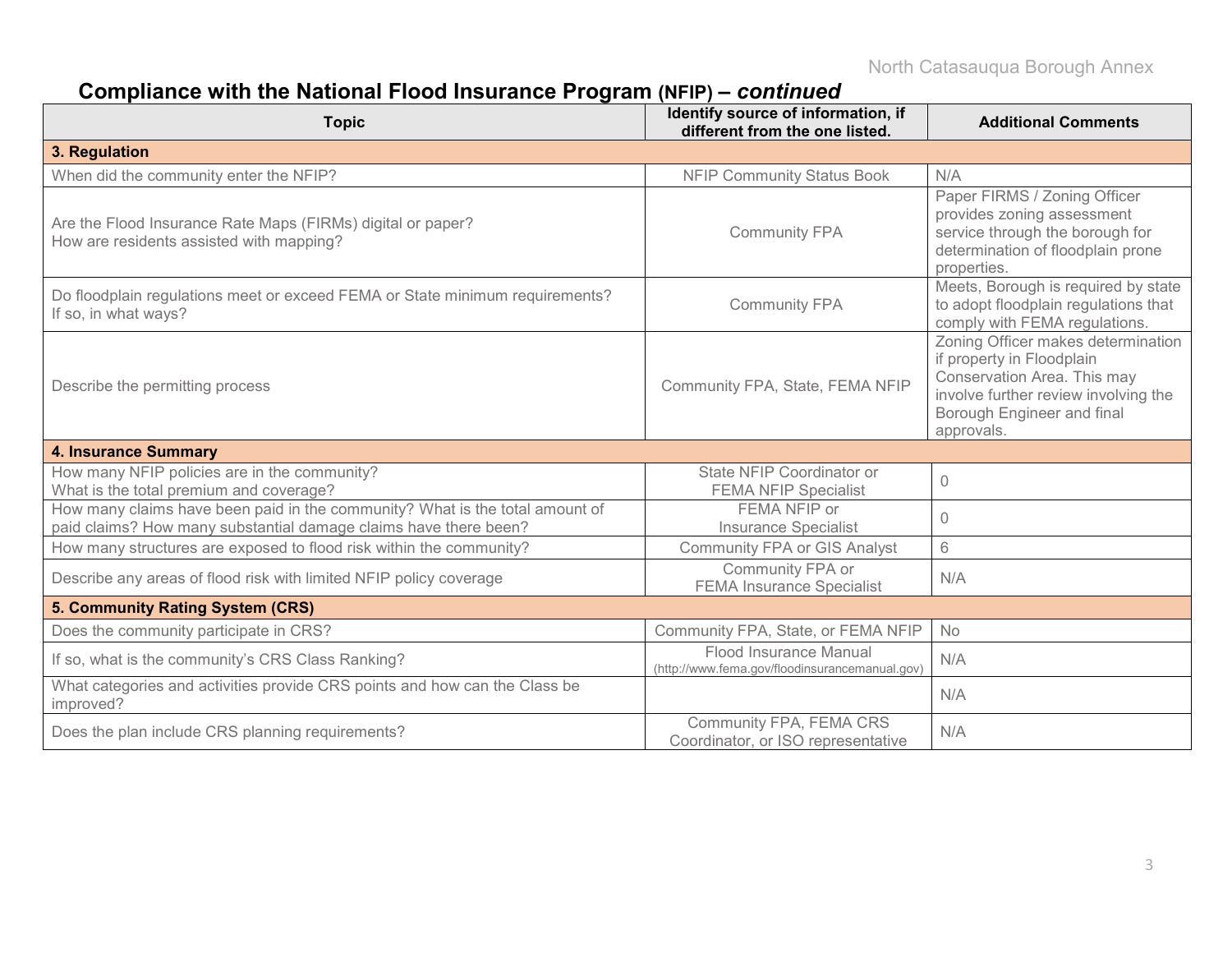## Compliance with the National Flood Insurance Program (NFIP) – *continued*

| Topic | Identify source of information, if different from the one listed. | Additional Comments |
|---|---|---|
| **3. Regulation** | | |
| When did the community enter the NFIP? | NFIP Community Status Book | N/A |
| Are the Flood Insurance Rate Maps (FIRMs) digital or paper?<br>How are residents assisted with mapping? | Community FPA | Paper FIRMS / Zoning Officer provides zoning assessment service through the borough for determination of floodplain prone properties. |
| Do floodplain regulations meet or exceed FEMA or State minimum requirements? If so, in what ways? | Community FPA | Meets, Borough is required by state to adopt floodplain regulations that comply with FEMA regulations. |
| Describe the permitting process | Community FPA, State, FEMA NFIP | Zoning Officer makes determination if property in Floodplain Conservation Area. This may involve further review involving the Borough Engineer and final approvals. |
| **4. Insurance Summary** | | |
| How many NFIP policies are in the community?<br>What is the total premium and coverage? | State NFIP Coordinator or FEMA NFIP Specialist | 0 |
| How many claims have been paid in the community? What is the total amount of paid claims? How many substantial damage claims have there been? | FEMA NFIP or Insurance Specialist | 0 |
| How many structures are exposed to flood risk within the community? | Community FPA or GIS Analyst | 6 |
| Describe any areas of flood risk with limited NFIP policy coverage | Community FPA or FEMA Insurance Specialist | N/A |
| **5. Community Rating System (CRS)** | | |
| Does the community participate in CRS? | Community FPA, State, or FEMA NFIP | No |
| If so, what is the community's CRS Class Ranking? | Flood Insurance Manual (http://www.fema.gov/floodinsurancemanual.gov) | N/A |
| What categories and activities provide CRS points and how can the Class be improved? | | N/A |
| Does the plan include CRS planning requirements? | Community FPA, FEMA CRS Coordinator, or ISO representative | N/A |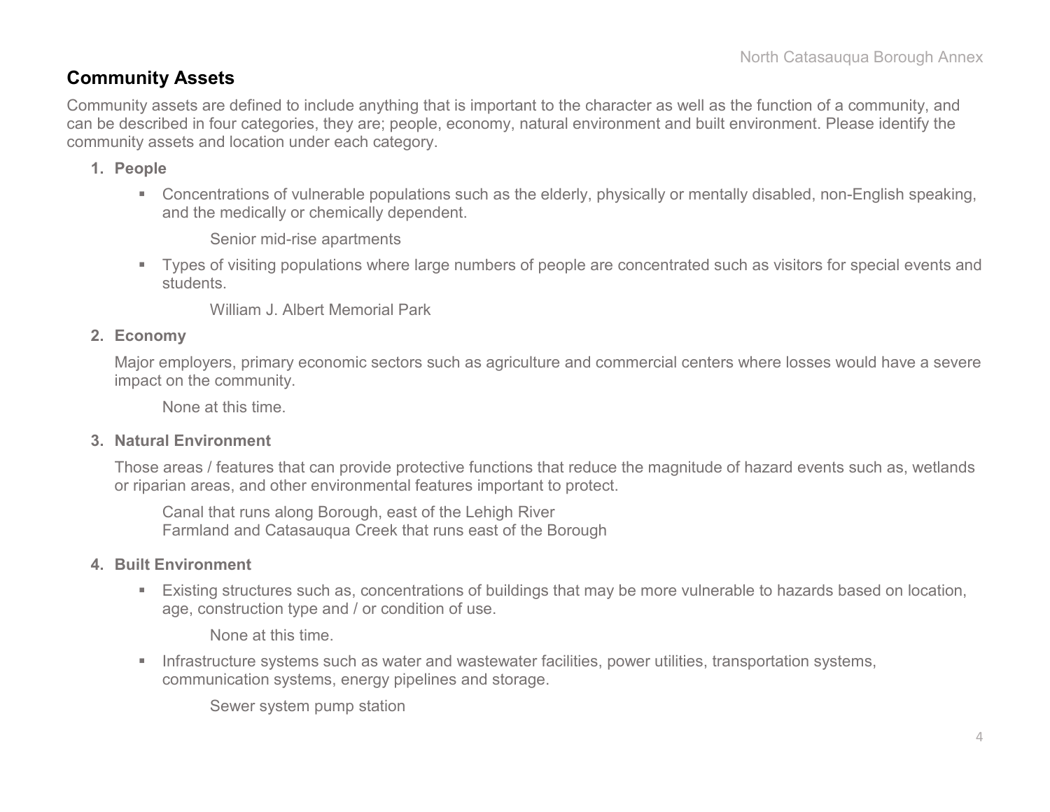## Community Assets

Community assets are defined to include anything that is important to the character as well as the function of a community, and can be described in four categories, they are; people, economy, natural environment and built environment. Please identify the community assets and location under each category.

1. **People**

   - Concentrations of vulnerable populations such as the elderly, physically or mentally disabled, non-English speaking, and the medically or chemically dependent.

     Senior mid-rise apartments

   - Types of visiting populations where large numbers of people are concentrated such as visitors for special events and students.

     William J. Albert Memorial Park

2. **Economy**

   Major employers, primary economic sectors such as agriculture and commercial centers where losses would have a severe impact on the community.

   None at this time.

3. **Natural Environment**

   Those areas / features that can provide protective functions that reduce the magnitude of hazard events such as, wetlands or riparian areas, and other environmental features important to protect.

   Canal that runs along Borough, east of the Lehigh River
   Farmland and Catasauqua Creek that runs east of the Borough

4. **Built Environment**

   - Existing structures such as, concentrations of buildings that may be more vulnerable to hazards based on location, age, construction type and / or condition of use.

     None at this time.

   - Infrastructure systems such as water and wastewater facilities, power utilities, transportation systems, communication systems, energy pipelines and storage.

     Sewer system pump station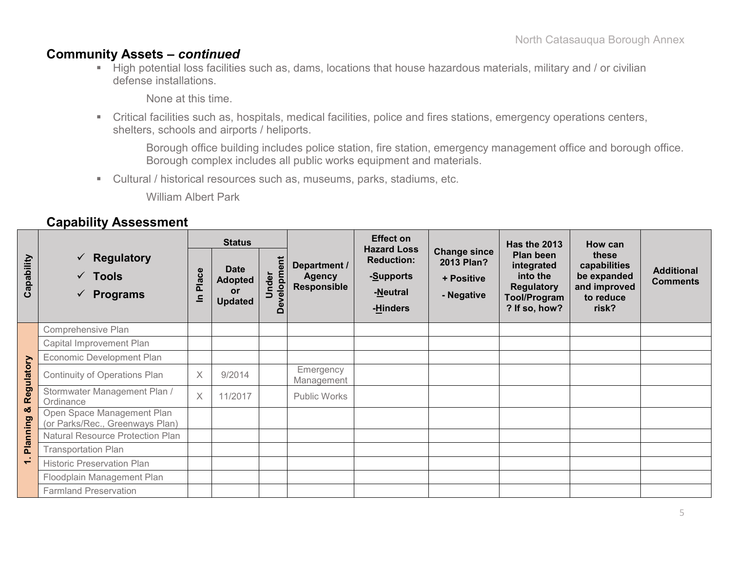## Community Assets – *continued*

- High potential loss facilities such as, dams, locations that house hazardous materials, military and / or civilian defense installations.

  None at this time.

- Critical facilities such as, hospitals, medical facilities, police and fires stations, emergency operations centers, shelters, schools and airports / heliports.

  Borough office building includes police station, fire station, emergency management office and borough office. Borough complex includes all public works equipment and materials.

- Cultural / historical resources such as, museums, parks, stadiums, etc.

  William Albert Park

## Capability Assessment

| Capability | ✓ Regulatory ✓ Tools ✓ Programs | Status | | | Department / Agency Responsible | Effect on Hazard Loss Reduction: -Supports -Neutral -Hinders | Change since 2013 Plan? + Positive - Negative | Has the 2013 Plan been integrated into the Regulatory Tool/Program? If so, how? | How can these capabilities be expanded and improved to reduce risk? | Additional Comments |
|---|---|---|---|---|---|---|---|---|---|---|
| | | In Place | Date Adopted or Updated | Under Development | | | | | | |
| 1. Planning & Regulatory | Comprehensive Plan | | | | | | | | | |
| | Capital Improvement Plan | | | | | | | | | |
| | Economic Development Plan | | | | | | | | | |
| | Continuity of Operations Plan | X | 9/2014 | | Emergency Management | | | | | |
| | Stormwater Management Plan / Ordinance | X | 11/2017 | | Public Works | | | | | |
| | Open Space Management Plan (or Parks/Rec., Greenways Plan) | | | | | | | | | |
| | Natural Resource Protection Plan | | | | | | | | | |
| | Transportation Plan | | | | | | | | | |
| | Historic Preservation Plan | | | | | | | | | |
| | Floodplain Management Plan | | | | | | | | | |
| | Farmland Preservation | | | | | | | | | |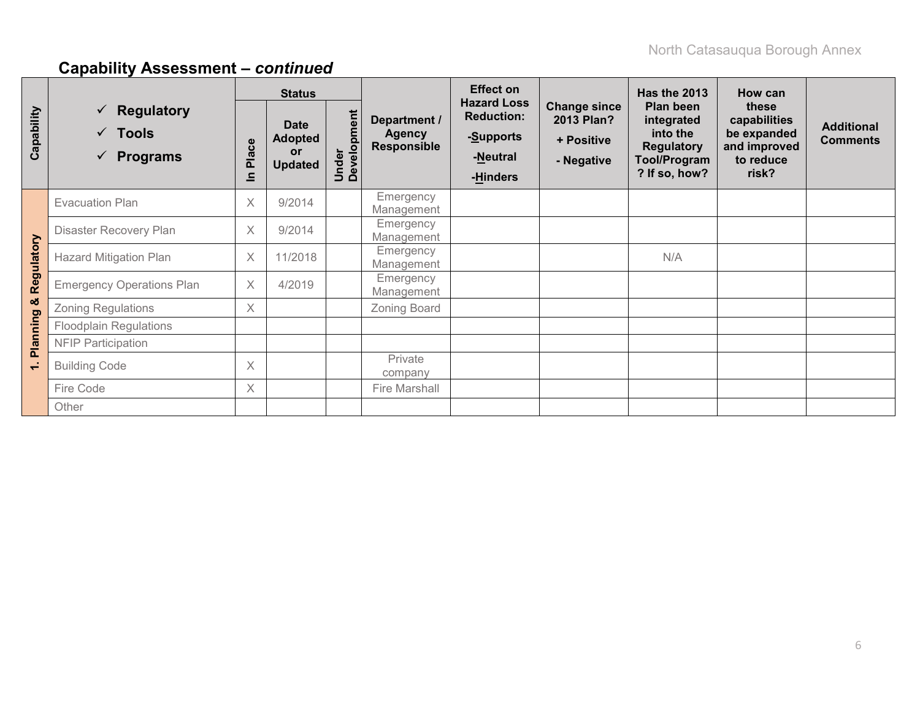## Capability Assessment – *continued*

| Capability | ✓ Regulatory ✓ Tools ✓ Programs | Status | | | Department / Agency Responsible | Effect on Hazard Loss Reduction: -Supports -Neutral -Hinders | Change since 2013 Plan? + Positive - Negative | Has the 2013 Plan been integrated into the Regulatory Tool/Program ? If so, how? | How can these capabilities be expanded and improved to reduce risk? | Additional Comments |
|---|---|---|---|---|---|---|---|---|---|---|
| | | In Place | Date Adopted or Updated | Under Development | | | | | | |
| 1. Planning & Regulatory | Evacuation Plan | X | 9/2014 | | Emergency Management | | | | | |
| | Disaster Recovery Plan | X | 9/2014 | | Emergency Management | | | | | |
| | Hazard Mitigation Plan | X | 11/2018 | | Emergency Management | | | N/A | | |
| | Emergency Operations Plan | X | 4/2019 | | Emergency Management | | | | | |
| | Zoning Regulations | X | | | Zoning Board | | | | | |
| | Floodplain Regulations | | | | | | | | | |
| | NFIP Participation | | | | | | | | | |
| | Building Code | X | | | Private company | | | | | |
| | Fire Code | X | | | Fire Marshall | | | | | |
| | Other | | | | | | | | | |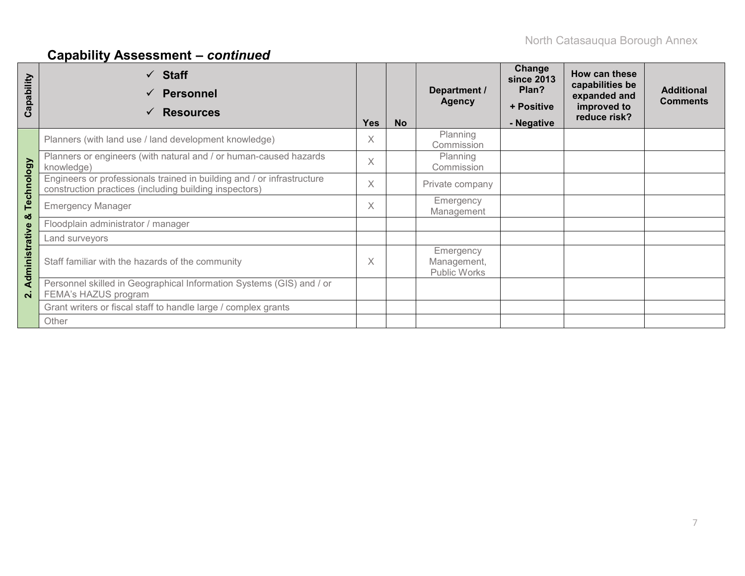## Capability Assessment – *continued*

| Capability | ✓ Staff ✓ Personnel ✓ Resources | Yes | No | Department / Agency | Change since 2013 Plan? + Positive - Negative | How can these capabilities be expanded and improved to reduce risk? | Additional Comments |
|---|---|---|---|---|---|---|---|
| 2. Administrative & Technology | Planners (with land use / land development knowledge) | X | | Planning Commission | | | |
| | Planners or engineers (with natural and / or human-caused hazards knowledge) | X | | Planning Commission | | | |
| | Engineers or professionals trained in building and / or infrastructure construction practices (including building inspectors) | X | | Private company | | | |
| | Emergency Manager | X | | Emergency Management | | | |
| | Floodplain administrator / manager | | | | | | |
| | Land surveyors | | | | | | |
| | Staff familiar with the hazards of the community | X | | Emergency Management, Public Works | | | |
| | Personnel skilled in Geographical Information Systems (GIS) and / or FEMA's HAZUS program | | | | | | |
| | Grant writers or fiscal staff to handle large / complex grants | | | | | | |
| | Other | | | | | | |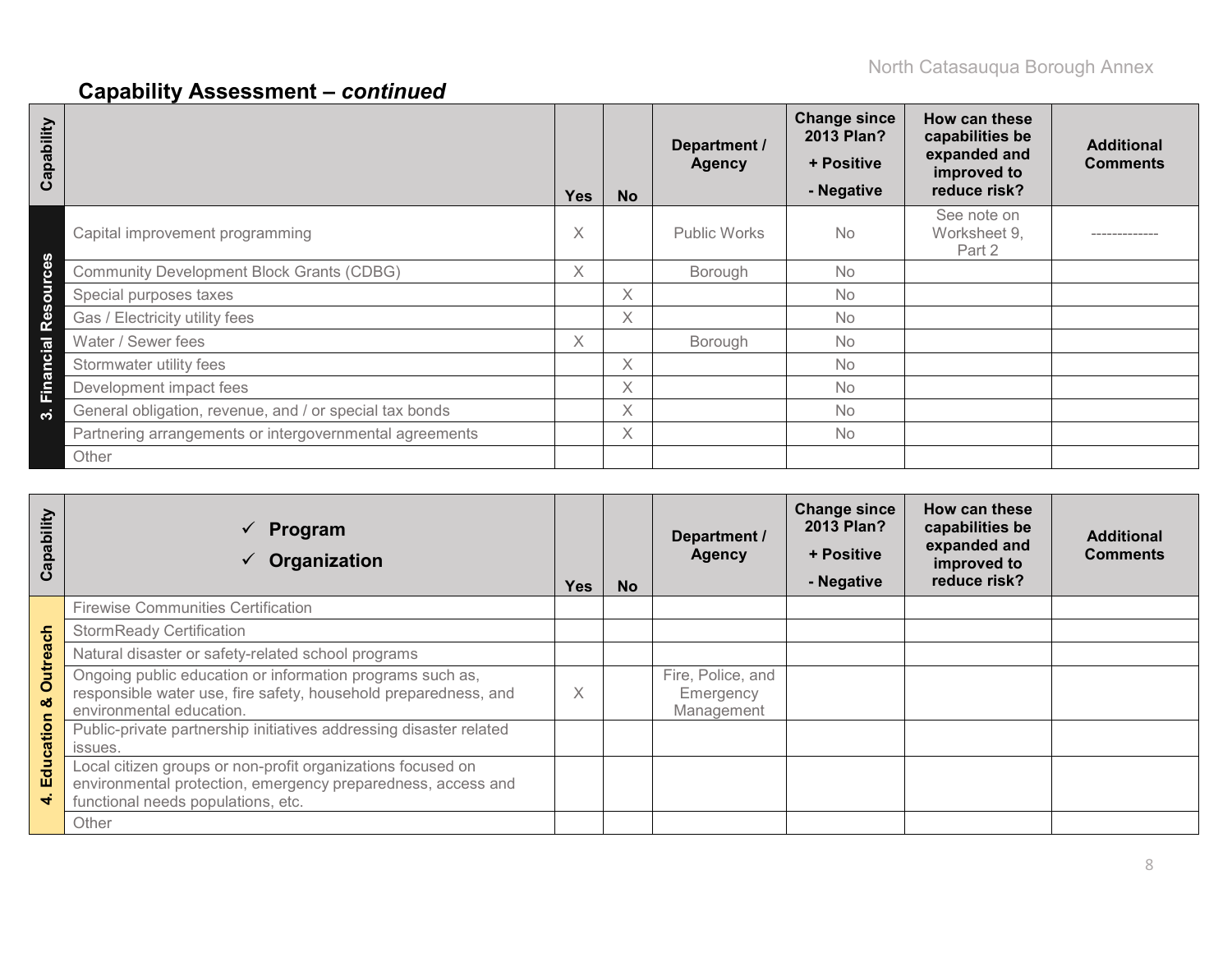## Capability Assessment – *continued*

| Capability | | Yes | No | Department / Agency | Change since 2013 Plan? + Positive - Negative | How can these capabilities be expanded and improved to reduce risk? | Additional Comments |
|---|---|---|---|---|---|---|---|
| 3. Financial Resources | Capital improvement programming | X | | Public Works | No | See note on Worksheet 9, Part 2 | ------------- |
| | Community Development Block Grants (CDBG) | X | | Borough | No | | |
| | Special purposes taxes | | X | | No | | |
| | Gas / Electricity utility fees | | X | | No | | |
| | Water / Sewer fees | X | | Borough | No | | |
| | Stormwater utility fees | | X | | No | | |
| | Development impact fees | | X | | No | | |
| | General obligation, revenue, and / or special tax bonds | | X | | No | | |
| | Partnering arrangements or intergovernmental agreements | | X | | No | | |
| | Other | | | | | | |

| Capability | ✓ Program ✓ Organization | Yes | No | Department / Agency | Change since 2013 Plan? + Positive - Negative | How can these capabilities be expanded and improved to reduce risk? | Additional Comments |
|---|---|---|---|---|---|---|---|
| 4. Education & Outreach | Firewise Communities Certification | | | | | | |
| | StormReady Certification | | | | | | |
| | Natural disaster or safety-related school programs | | | | | | |
| | Ongoing public education or information programs such as, responsible water use, fire safety, household preparedness, and environmental education. | X | | Fire, Police, and Emergency Management | | | |
| | Public-private partnership initiatives addressing disaster related issues. | | | | | | |
| | Local citizen groups or non-profit organizations focused on environmental protection, emergency preparedness, access and functional needs populations, etc. | | | | | | |
| | Other | | | | | | |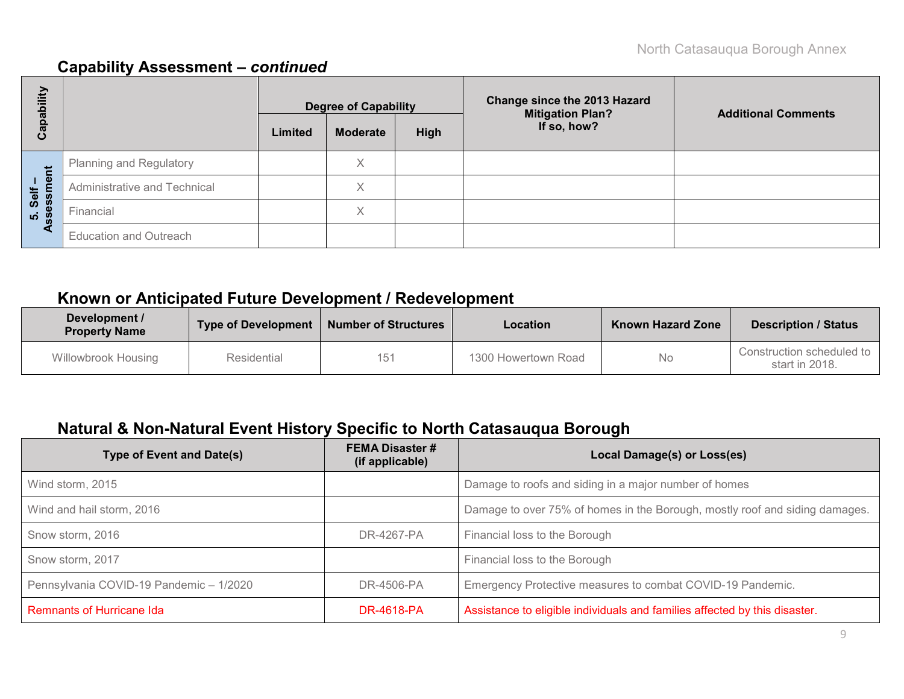## Capability Assessment – *continued*

| Capability | | Degree of Capability | | | Change since the 2013 Hazard Mitigation Plan? If so, how? | Additional Comments |
|---|---|---|---|---|---|---|
| | | Limited | Moderate | High | | |
| 5. Self – Assessment | Planning and Regulatory | | X | | | |
| | Administrative and Technical | | X | | | |
| | Financial | | X | | | |
| | Education and Outreach | | | | | |

## Known or Anticipated Future Development / Redevelopment

| Development / Property Name | Type of Development | Number of Structures | Location | Known Hazard Zone | Description / Status |
|---|---|---|---|---|---|
| Willowbrook Housing | Residential | 151 | 1300 Howertown Road | No | Construction scheduled to start in 2018. |

## Natural & Non-Natural Event History Specific to North Catasauqua Borough

| Type of Event and Date(s) | FEMA Disaster # (if applicable) | Local Damage(s) or Loss(es) |
|---|---|---|
| Wind storm, 2015 | | Damage to roofs and siding in a major number of homes |
| Wind and hail storm, 2016 | | Damage to over 75% of homes in the Borough, mostly roof and siding damages. |
| Snow storm, 2016 | DR-4267-PA | Financial loss to the Borough |
| Snow storm, 2017 | | Financial loss to the Borough |
| Pennsylvania COVID-19 Pandemic – 1/2020 | DR-4506-PA | Emergency Protective measures to combat COVID-19 Pandemic. |
| Remnants of Hurricane Ida | DR-4618-PA | Assistance to eligible individuals and families affected by this disaster. |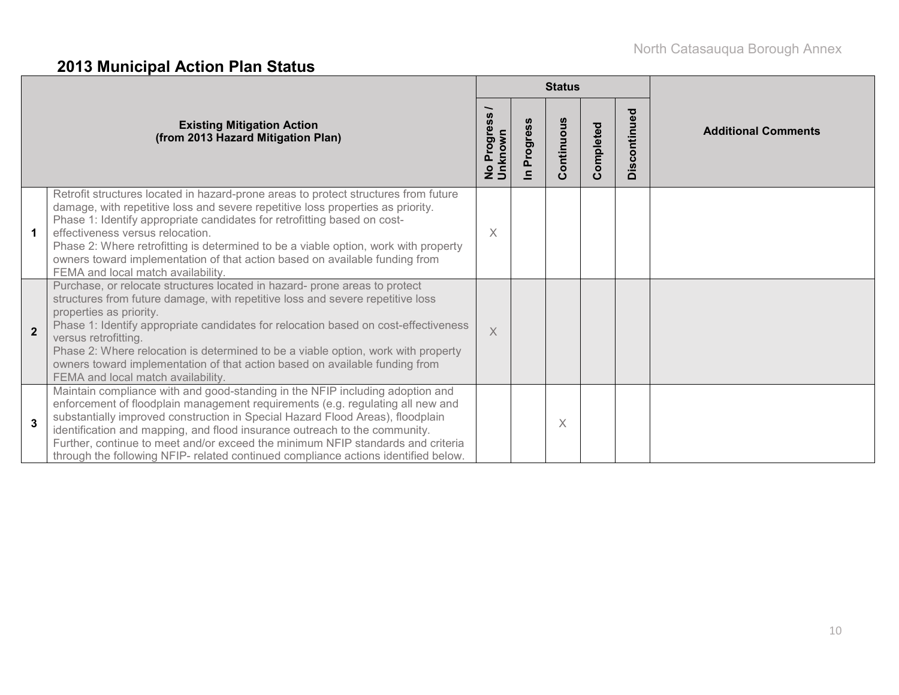## 2013 Municipal Action Plan Status

| | Existing Mitigation Action (from 2013 Hazard Mitigation Plan) | Status | | | | | Additional Comments |
|---|---|---|---|---|---|---|---|
| | | No Progress / Unknown | In Progress | Continuous | Completed | Discontinued | |
| 1 | Retrofit structures located in hazard-prone areas to protect structures from future damage, with repetitive loss and severe repetitive loss properties as priority. Phase 1: Identify appropriate candidates for retrofitting based on cost-effectiveness versus relocation. Phase 2: Where retrofitting is determined to be a viable option, work with property owners toward implementation of that action based on available funding from FEMA and local match availability. | X | | | | | |
| 2 | Purchase, or relocate structures located in hazard- prone areas to protect structures from future damage, with repetitive loss and severe repetitive loss properties as priority. Phase 1: Identify appropriate candidates for relocation based on cost-effectiveness versus retrofitting. Phase 2: Where relocation is determined to be a viable option, work with property owners toward implementation of that action based on available funding from FEMA and local match availability. | X | | | | | |
| 3 | Maintain compliance with and good-standing in the NFIP including adoption and enforcement of floodplain management requirements (e.g. regulating all new and substantially improved construction in Special Hazard Flood Areas), floodplain identification and mapping, and flood insurance outreach to the community. Further, continue to meet and/or exceed the minimum NFIP standards and criteria through the following NFIP- related continued compliance actions identified below. | | | X | | | |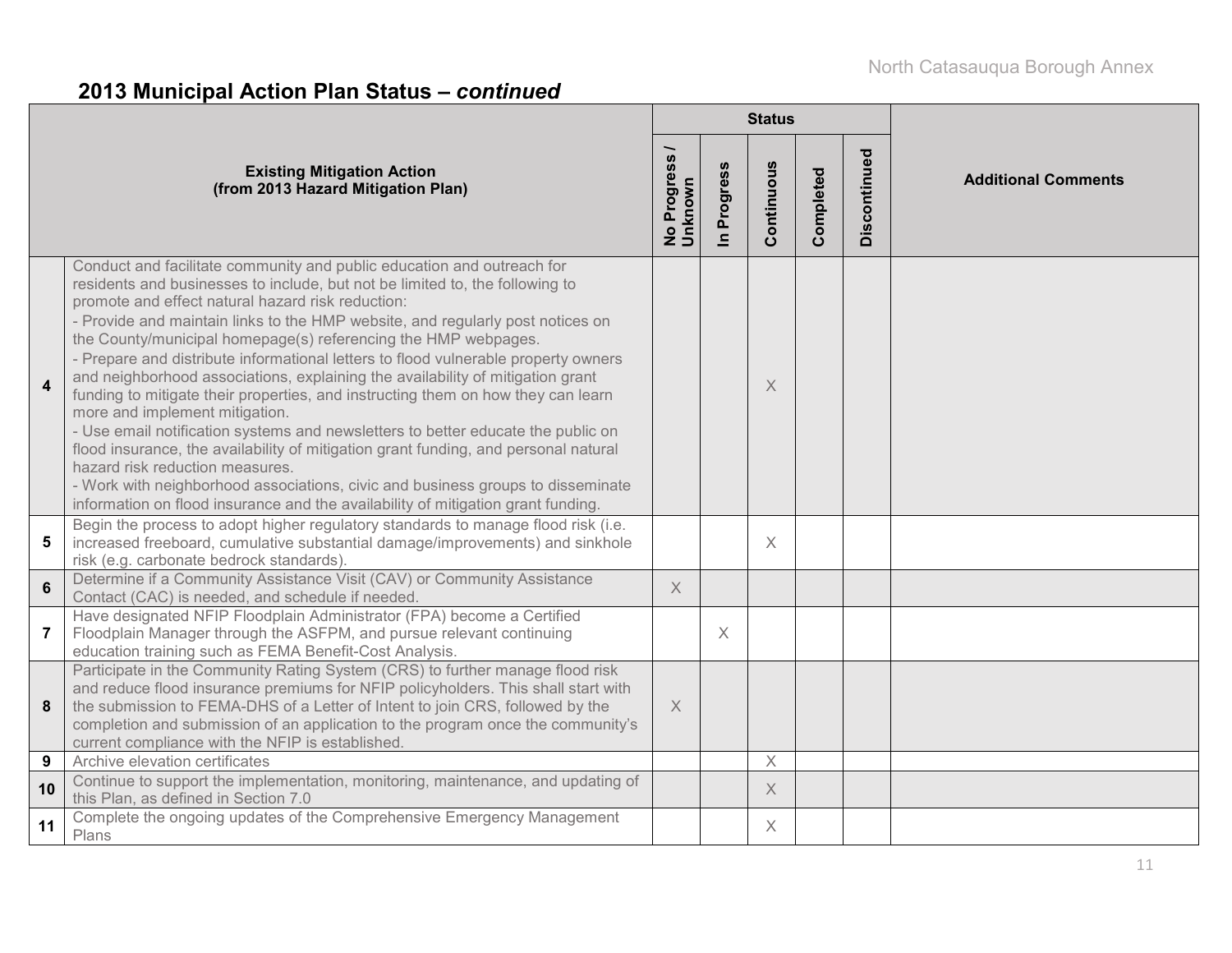## 2013 Municipal Action Plan Status – *continued*

| | Existing Mitigation Action (from 2013 Hazard Mitigation Plan) | Status | | | | | Additional Comments |
|---|---|---|---|---|---|---|---|
| | | No Progress / Unknown | In Progress | Continuous | Completed | Discontinued | |
| 4 | Conduct and facilitate community and public education and outreach for residents and businesses to include, but not be limited to, the following to promote and effect natural hazard risk reduction: - Provide and maintain links to the HMP website, and regularly post notices on the County/municipal homepage(s) referencing the HMP webpages. - Prepare and distribute informational letters to flood vulnerable property owners and neighborhood associations, explaining the availability of mitigation grant funding to mitigate their properties, and instructing them on how they can learn more and implement mitigation. - Use email notification systems and newsletters to better educate the public on flood insurance, the availability of mitigation grant funding, and personal natural hazard risk reduction measures. - Work with neighborhood associations, civic and business groups to disseminate information on flood insurance and the availability of mitigation grant funding. | | | X | | | |
| 5 | Begin the process to adopt higher regulatory standards to manage flood risk (i.e. increased freeboard, cumulative substantial damage/improvements) and sinkhole risk (e.g. carbonate bedrock standards). | | | X | | | |
| 6 | Determine if a Community Assistance Visit (CAV) or Community Assistance Contact (CAC) is needed, and schedule if needed. | X | | | | | |
| 7 | Have designated NFIP Floodplain Administrator (FPA) become a Certified Floodplain Manager through the ASFPM, and pursue relevant continuing education training such as FEMA Benefit-Cost Analysis. | | X | | | | |
| 8 | Participate in the Community Rating System (CRS) to further manage flood risk and reduce flood insurance premiums for NFIP policyholders. This shall start with the submission to FEMA-DHS of a Letter of Intent to join CRS, followed by the completion and submission of an application to the program once the community's current compliance with the NFIP is established. | X | | | | | |
| 9 | Archive elevation certificates | | | X | | | |
| 10 | Continue to support the implementation, monitoring, maintenance, and updating of this Plan, as defined in Section 7.0 | | | X | | | |
| 11 | Complete the ongoing updates of the Comprehensive Emergency Management Plans | | | X | | | |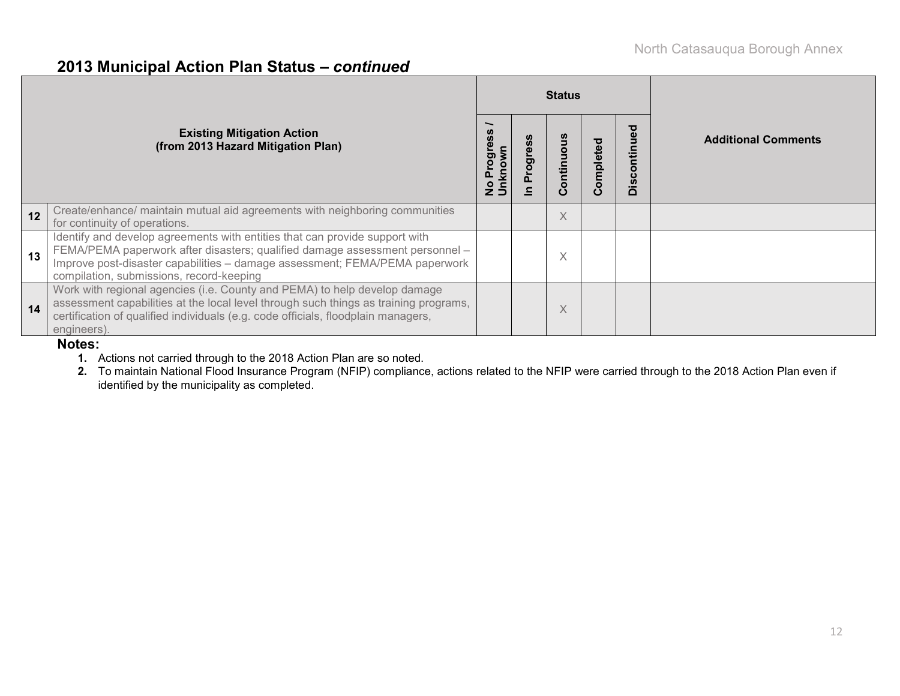## 2013 Municipal Action Plan Status – *continued*

| | Existing Mitigation Action (from 2013 Hazard Mitigation Plan) | Status | | | | | Additional Comments |
|---|---|---|---|---|---|---|---|
| | | No Progress / Unknown | In Progress | Continuous | Completed | Discontinued | |
| 12 | Create/enhance/ maintain mutual aid agreements with neighboring communities for continuity of operations. | | | X | | | |
| 13 | Identify and develop agreements with entities that can provide support with FEMA/PEMA paperwork after disasters; qualified damage assessment personnel – Improve post-disaster capabilities – damage assessment; FEMA/PEMA paperwork compilation, submissions, record-keeping | | | X | | | |
| 14 | Work with regional agencies (i.e. County and PEMA) to help develop damage assessment capabilities at the local level through such things as training programs, certification of qualified individuals (e.g. code officials, floodplain managers, engineers). | | | X | | | |

**Notes:**

1. Actions not carried through to the 2018 Action Plan are so noted.
2. To maintain National Flood Insurance Program (NFIP) compliance, actions related to the NFIP were carried through to the 2018 Action Plan even if identified by the municipality as completed.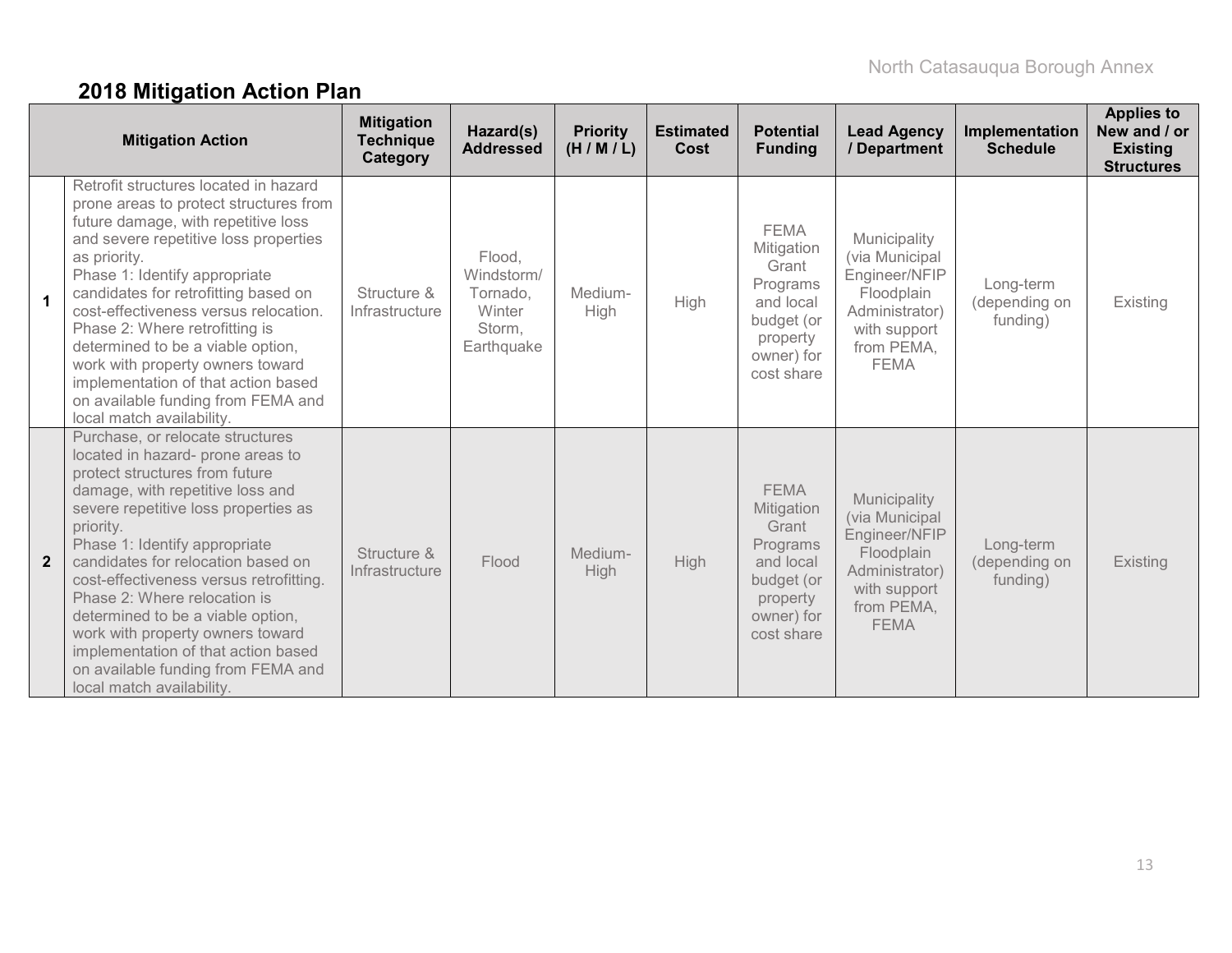## 2018 Mitigation Action Plan

| | Mitigation Action | Mitigation Technique Category | Hazard(s) Addressed | Priority (H / M / L) | Estimated Cost | Potential Funding | Lead Agency / Department | Implementation Schedule | Applies to New and / or Existing Structures |
|---|---|---|---|---|---|---|---|---|---|
| **1** | Retrofit structures located in hazard prone areas to protect structures from future damage, with repetitive loss and severe repetitive loss properties as priority.<br>Phase 1: Identify appropriate candidates for retrofitting based on cost-effectiveness versus relocation.<br>Phase 2: Where retrofitting is determined to be a viable option, work with property owners toward implementation of that action based on available funding from FEMA and local match availability. | Structure & Infrastructure | Flood, Windstorm/ Tornado, Winter Storm, Earthquake | Medium-High | High | FEMA Mitigation Grant Programs and local budget (or property owner) for cost share | Municipality (via Municipal Engineer/NFIP Floodplain Administrator) with support from PEMA, FEMA | Long-term (depending on funding) | Existing |
| **2** | Purchase, or relocate structures located in hazard- prone areas to protect structures from future damage, with repetitive loss and severe repetitive loss properties as priority.<br>Phase 1: Identify appropriate candidates for relocation based on cost-effectiveness versus retrofitting.<br>Phase 2: Where relocation is determined to be a viable option, work with property owners toward implementation of that action based on available funding from FEMA and local match availability. | Structure & Infrastructure | Flood | Medium-High | High | FEMA Mitigation Grant Programs and local budget (or property owner) for cost share | Municipality (via Municipal Engineer/NFIP Floodplain Administrator) with support from PEMA, FEMA | Long-term (depending on funding) | Existing |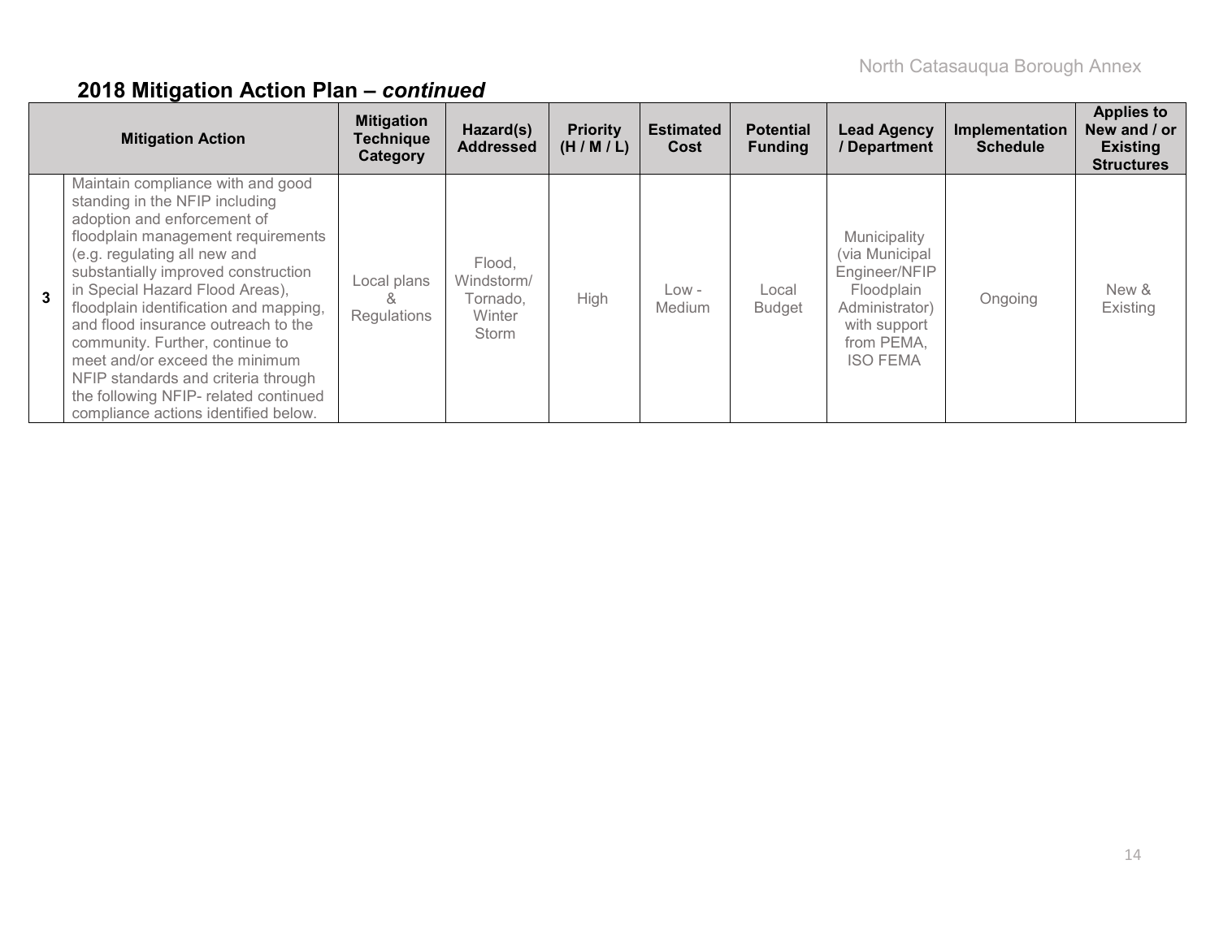## 2018 Mitigation Action Plan – *continued*

| | Mitigation Action | Mitigation Technique Category | Hazard(s) Addressed | Priority (H / M / L) | Estimated Cost | Potential Funding | Lead Agency / Department | Implementation Schedule | Applies to New and / or Existing Structures |
|---|---|---|---|---|---|---|---|---|---|
| 3 | Maintain compliance with and good standing in the NFIP including adoption and enforcement of floodplain management requirements (e.g. regulating all new and substantially improved construction in Special Hazard Flood Areas), floodplain identification and mapping, and flood insurance outreach to the community. Further, continue to meet and/or exceed the minimum NFIP standards and criteria through the following NFIP- related continued compliance actions identified below. | Local plans & Regulations | Flood, Windstorm/ Tornado, Winter Storm | High | Low - Medium | Local Budget | Municipality (via Municipal Engineer/NFIP Floodplain Administrator) with support from PEMA, ISO FEMA | Ongoing | New & Existing |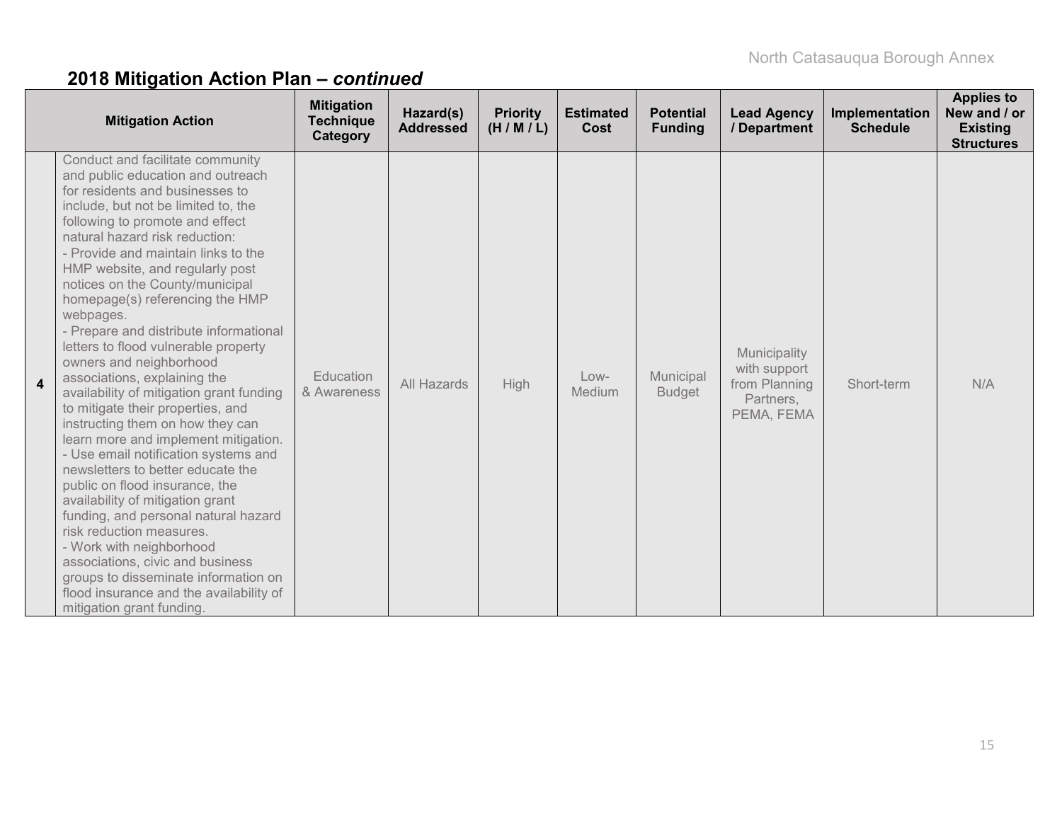## 2018 Mitigation Action Plan – *continued*

| | Mitigation Action | Mitigation Technique Category | Hazard(s) Addressed | Priority (H / M / L) | Estimated Cost | Potential Funding | Lead Agency / Department | Implementation Schedule | Applies to New and / or Existing Structures |
|---|---|---|---|---|---|---|---|---|---|
| **4** | Conduct and facilitate community and public education and outreach for residents and businesses to include, but not be limited to, the following to promote and effect natural hazard risk reduction:<br>- Provide and maintain links to the HMP website, and regularly post notices on the County/municipal homepage(s) referencing the HMP webpages.<br>- Prepare and distribute informational letters to flood vulnerable property owners and neighborhood associations, explaining the availability of mitigation grant funding to mitigate their properties, and instructing them on how they can learn more and implement mitigation.<br>- Use email notification systems and newsletters to better educate the public on flood insurance, the availability of mitigation grant funding, and personal natural hazard risk reduction measures.<br>- Work with neighborhood associations, civic and business groups to disseminate information on flood insurance and the availability of mitigation grant funding. | Education & Awareness | All Hazards | High | Low-Medium | Municipal Budget | Municipality with support from Planning Partners, PEMA, FEMA | Short-term | N/A |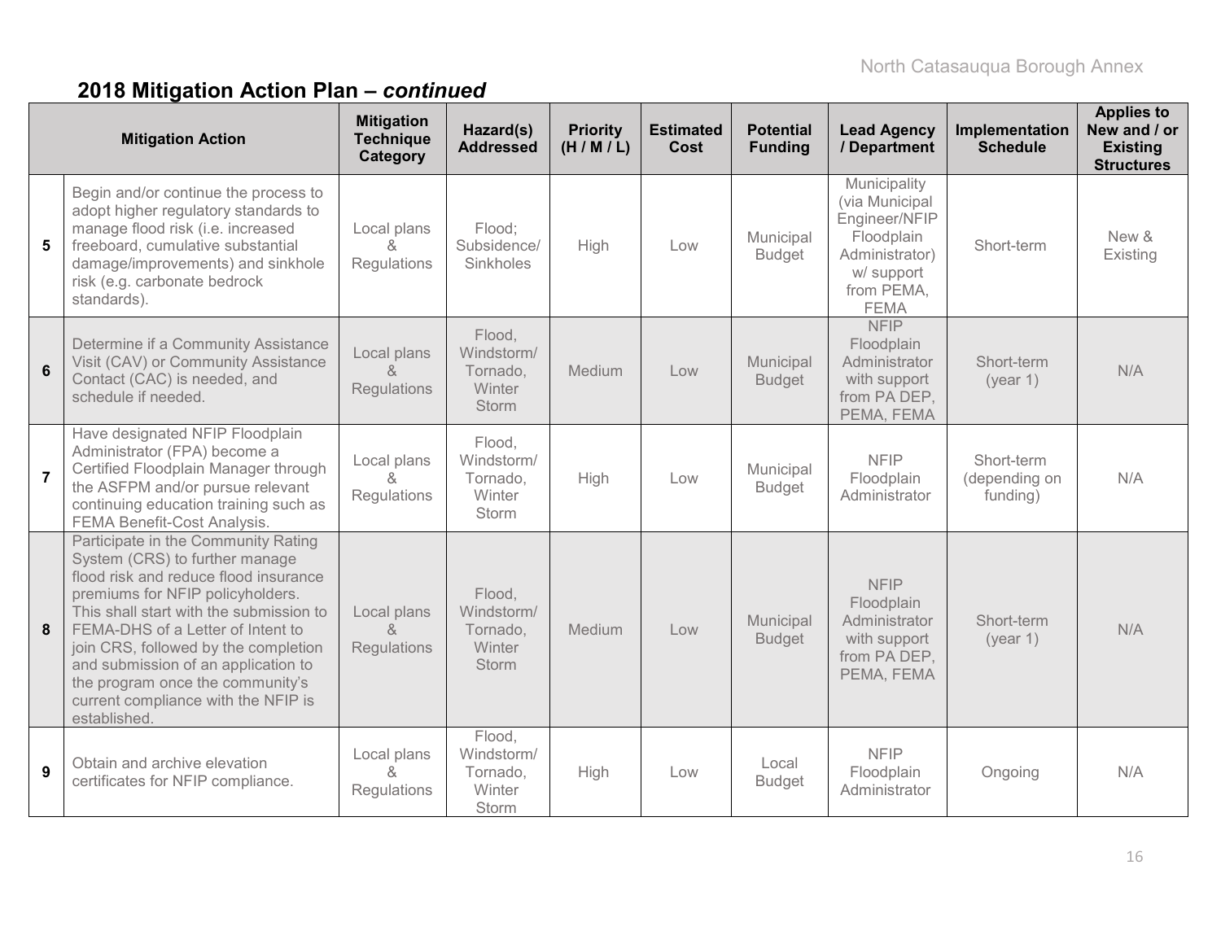## 2018 Mitigation Action Plan – *continued*

| | Mitigation Action | Mitigation Technique Category | Hazard(s) Addressed | Priority (H / M / L) | Estimated Cost | Potential Funding | Lead Agency / Department | Implementation Schedule | Applies to New and / or Existing Structures |
|---|---|---|---|---|---|---|---|---|---|
| 5 | Begin and/or continue the process to adopt higher regulatory standards to manage flood risk (i.e. increased freeboard, cumulative substantial damage/improvements) and sinkhole risk (e.g. carbonate bedrock standards). | Local plans & Regulations | Flood; Subsidence/ Sinkholes | High | Low | Municipal Budget | Municipality (via Municipal Engineer/NFIP Floodplain Administrator) w/ support from PEMA, FEMA | Short-term | New & Existing |
| 6 | Determine if a Community Assistance Visit (CAV) or Community Assistance Contact (CAC) is needed, and schedule if needed. | Local plans & Regulations | Flood, Windstorm/ Tornado, Winter Storm | Medium | Low | Municipal Budget | NFIP Floodplain Administrator with support from PA DEP, PEMA, FEMA | Short-term (year 1) | N/A |
| 7 | Have designated NFIP Floodplain Administrator (FPA) become a Certified Floodplain Manager through the ASFPM and/or pursue relevant continuing education training such as FEMA Benefit-Cost Analysis. | Local plans & Regulations | Flood, Windstorm/ Tornado, Winter Storm | High | Low | Municipal Budget | NFIP Floodplain Administrator | Short-term (depending on funding) | N/A |
| 8 | Participate in the Community Rating System (CRS) to further manage flood risk and reduce flood insurance premiums for NFIP policyholders. This shall start with the submission to FEMA-DHS of a Letter of Intent to join CRS, followed by the completion and submission of an application to the program once the community's current compliance with the NFIP is established. | Local plans & Regulations | Flood, Windstorm/ Tornado, Winter Storm | Medium | Low | Municipal Budget | NFIP Floodplain Administrator with support from PA DEP, PEMA, FEMA | Short-term (year 1) | N/A |
| 9 | Obtain and archive elevation certificates for NFIP compliance. | Local plans & Regulations | Flood, Windstorm/ Tornado, Winter Storm | High | Low | Local Budget | NFIP Floodplain Administrator | Ongoing | N/A |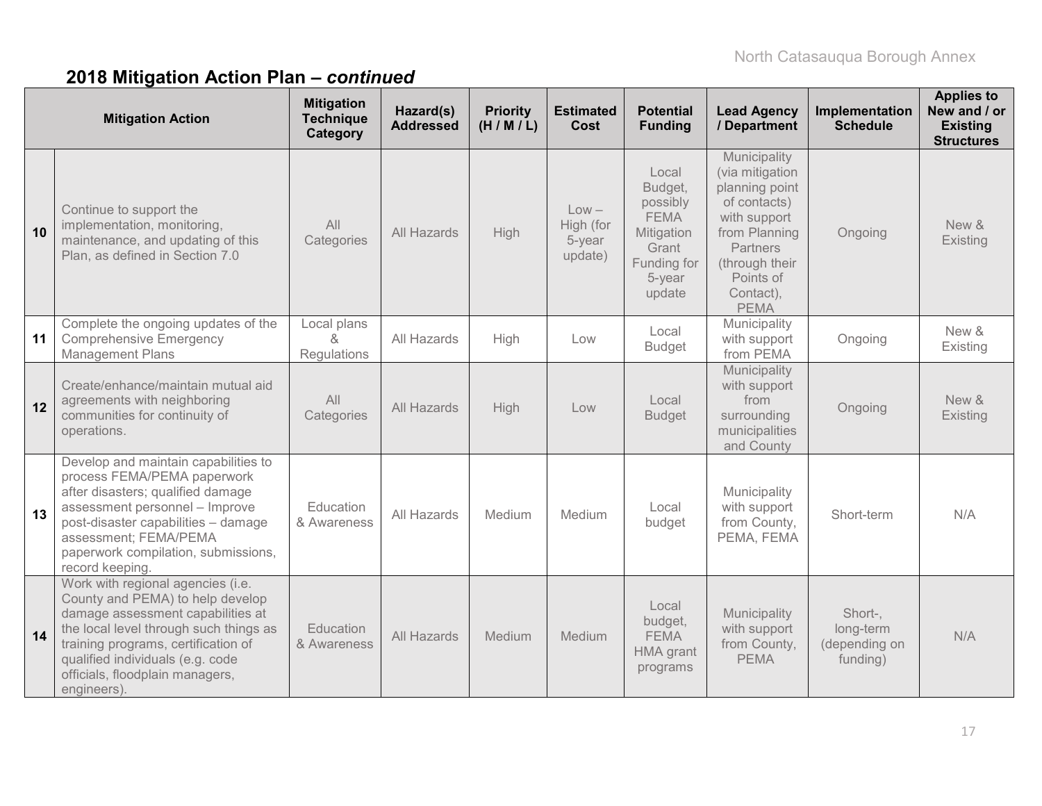## 2018 Mitigation Action Plan – *continued*

| | Mitigation Action | Mitigation Technique Category | Hazard(s) Addressed | Priority (H / M / L) | Estimated Cost | Potential Funding | Lead Agency / Department | Implementation Schedule | Applies to New and / or Existing Structures |
|---|---|---|---|---|---|---|---|---|---|
| 10 | Continue to support the implementation, monitoring, maintenance, and updating of this Plan, as defined in Section 7.0 | All Categories | All Hazards | High | Low – High (for 5-year update) | Local Budget, possibly FEMA Mitigation Grant Funding for 5-year update | Municipality (via mitigation planning point of contacts) with support from Planning Partners (through their Points of Contact), PEMA | Ongoing | New & Existing |
| 11 | Complete the ongoing updates of the Comprehensive Emergency Management Plans | Local plans & Regulations | All Hazards | High | Low | Local Budget | Municipality with support from PEMA | Ongoing | New & Existing |
| 12 | Create/enhance/maintain mutual aid agreements with neighboring communities for continuity of operations. | All Categories | All Hazards | High | Low | Local Budget | Municipality with support from surrounding municipalities and County | Ongoing | New & Existing |
| 13 | Develop and maintain capabilities to process FEMA/PEMA paperwork after disasters; qualified damage assessment personnel – Improve post-disaster capabilities – damage assessment; FEMA/PEMA paperwork compilation, submissions, record keeping. | Education & Awareness | All Hazards | Medium | Medium | Local budget | Municipality with support from County, PEMA, FEMA | Short-term | N/A |
| 14 | Work with regional agencies (i.e. County and PEMA) to help develop damage assessment capabilities at the local level through such things as training programs, certification of qualified individuals (e.g. code officials, floodplain managers, engineers). | Education & Awareness | All Hazards | Medium | Medium | Local budget, FEMA HMA grant programs | Municipality with support from County, PEMA | Short-, long-term (depending on funding) | N/A |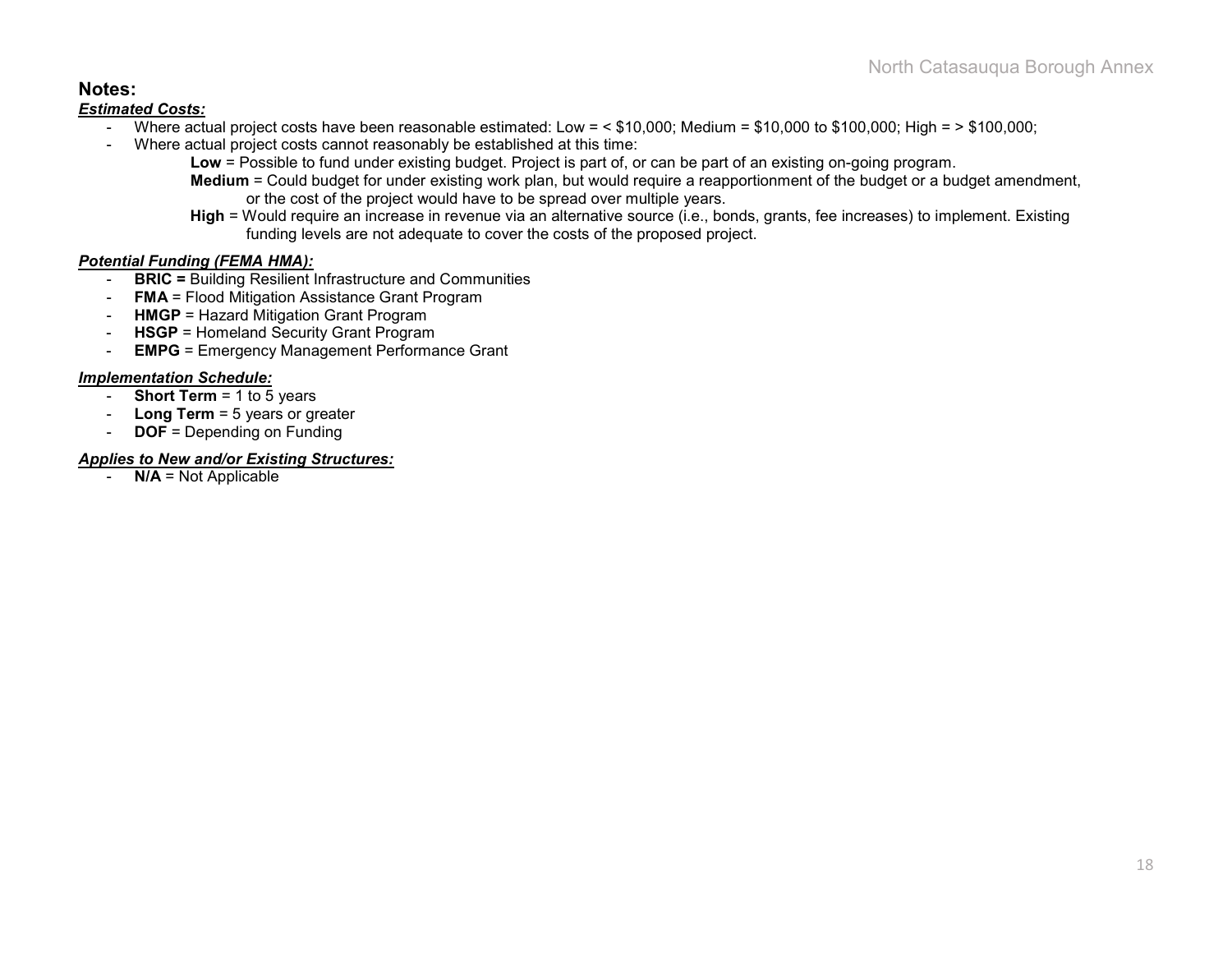## Notes:

***Estimated Costs:***

- Where actual project costs have been reasonable estimated: Low = < $10,000; Medium = $10,000 to $100,000; High = > $100,000;
- Where actual project costs cannot reasonably be established at this time:
  - **Low** = Possible to fund under existing budget. Project is part of, or can be part of an existing on-going program.
  - **Medium** = Could budget for under existing work plan, but would require a reapportionment of the budget or a budget amendment, or the cost of the project would have to be spread over multiple years.
  - **High** = Would require an increase in revenue via an alternative source (i.e., bonds, grants, fee increases) to implement. Existing funding levels are not adequate to cover the costs of the proposed project.

***Potential Funding (FEMA HMA):***

- **BRIC =** Building Resilient Infrastructure and Communities
- **FMA** = Flood Mitigation Assistance Grant Program
- **HMGP** = Hazard Mitigation Grant Program
- **HSGP** = Homeland Security Grant Program
- **EMPG** = Emergency Management Performance Grant

***Implementation Schedule:***

- **Short Term** = 1 to 5 years
- **Long Term** = 5 years or greater
- **DOF** = Depending on Funding

***Applies to New and/or Existing Structures:***

- **N/A** = Not Applicable